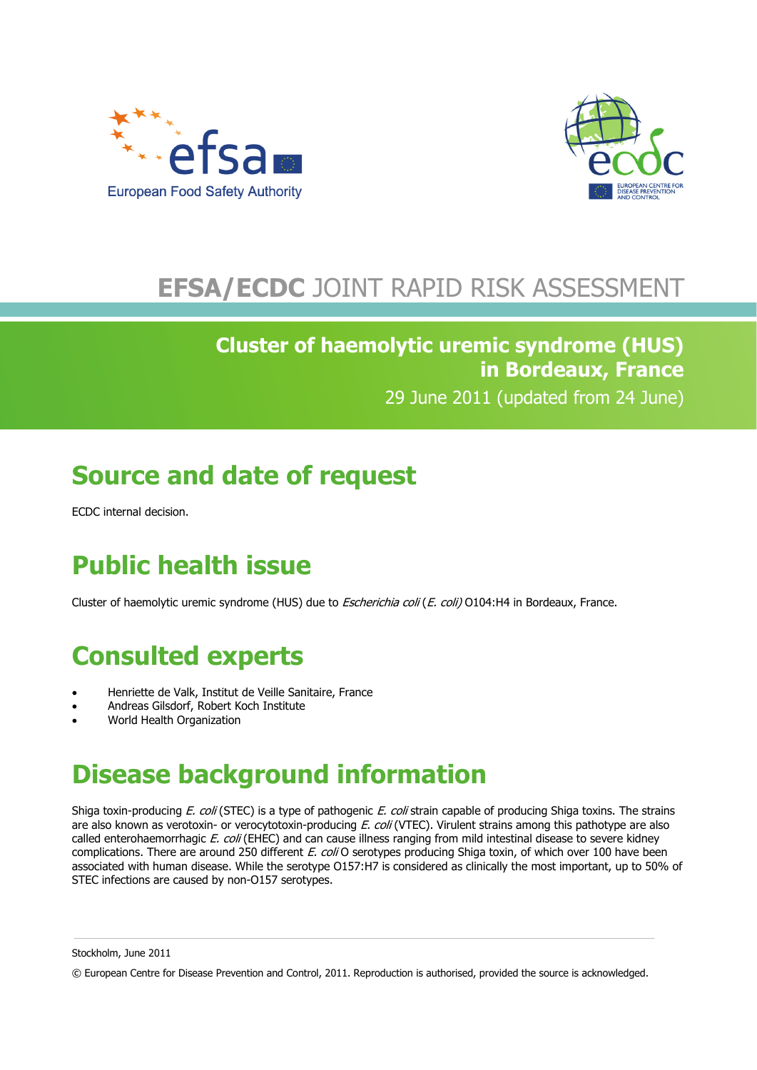European Food Safety Authority

EUROPEAN CENTRE FOR DISEASE PREVENTION AND CONTROL

**EFSA/ECDC** JOINT RAPID RISK ASSESSMENT

# Cluster of haemolytic uremic syndrome (HUS) in Bordeaux, France

29 June 2011 (updated from 24 June)

## Source and date of request

ECDC internal decision.

## Public health issue

Cluster of haemolytic uremic syndrome (HUS) due to *Escherichia coli* (*E. coli)* O104:H4 in Bordeaux, France.

## Consulted experts

- Henriette de Valk, Institut de Veille Sanitaire, France
- Andreas Gilsdorf, Robert Koch Institute
- World Health Organization

## Disease background information

Shiga toxin-producing *E. coli* (STEC) is a type of pathogenic *E. coli* strain capable of producing Shiga toxins. The strains are also known as verotoxin- or verocytotoxin-producing *E. coli* (VTEC). Virulent strains among this pathotype are also called enterohaemorrhagic *E. coli* (EHEC) and can cause illness ranging from mild intestinal disease to severe kidney complications. There are around 250 different *E. coli* O serotypes producing Shiga toxin, of which over 100 have been associated with human disease. While the serotype O157:H7 is considered as clinically the most important, up to 50% of STEC infections are caused by non-O157 serotypes.

Stockholm, June 2011

© European Centre for Disease Prevention and Control, 2011. Reproduction is authorised, provided the source is acknowledged.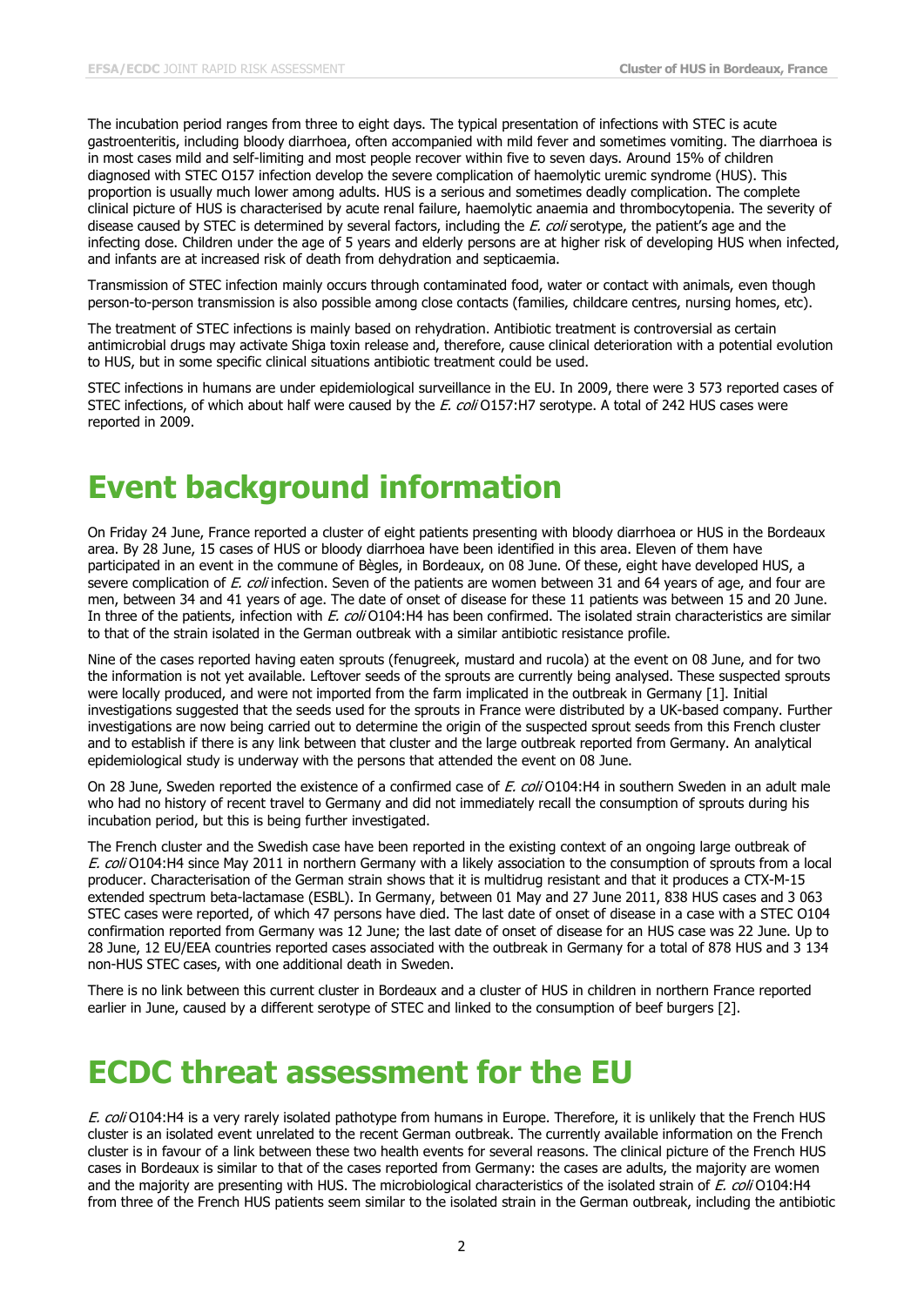The incubation period ranges from three to eight days. The typical presentation of infections with STEC is acute gastroenteritis, including bloody diarrhoea, often accompanied with mild fever and sometimes vomiting. The diarrhoea is in most cases mild and self-limiting and most people recover within five to seven days. Around 15% of children diagnosed with STEC O157 infection develop the severe complication of haemolytic uremic syndrome (HUS). This proportion is usually much lower among adults. HUS is a serious and sometimes deadly complication. The complete clinical picture of HUS is characterised by acute renal failure, haemolytic anaemia and thrombocytopenia. The severity of disease caused by STEC is determined by several factors, including the *E. coli* serotype, the patient's age and the infecting dose. Children under the age of 5 years and elderly persons are at higher risk of developing HUS when infected, and infants are at increased risk of death from dehydration and septicaemia.

Transmission of STEC infection mainly occurs through contaminated food, water or contact with animals, even though person-to-person transmission is also possible among close contacts (families, childcare centres, nursing homes, etc).

The treatment of STEC infections is mainly based on rehydration. Antibiotic treatment is controversial as certain antimicrobial drugs may activate Shiga toxin release and, therefore, cause clinical deterioration with a potential evolution to HUS, but in some specific clinical situations antibiotic treatment could be used.

STEC infections in humans are under epidemiological surveillance in the EU. In 2009, there were 3 573 reported cases of STEC infections, of which about half were caused by the *E. coli* O157:H7 serotype. A total of 242 HUS cases were reported in 2009.

# Event background information

On Friday 24 June, France reported a cluster of eight patients presenting with bloody diarrhoea or HUS in the Bordeaux area. By 28 June, 15 cases of HUS or bloody diarrhoea have been identified in this area. Eleven of them have participated in an event in the commune of Bègles, in Bordeaux, on 08 June. Of these, eight have developed HUS, a severe complication of *E. coli* infection. Seven of the patients are women between 31 and 64 years of age, and four are men, between 34 and 41 years of age. The date of onset of disease for these 11 patients was between 15 and 20 June. In three of the patients, infection with *E. coli* O104:H4 has been confirmed. The isolated strain characteristics are similar to that of the strain isolated in the German outbreak with a similar antibiotic resistance profile.

Nine of the cases reported having eaten sprouts (fenugreek, mustard and rucola) at the event on 08 June, and for two the information is not yet available. Leftover seeds of the sprouts are currently being analysed. These suspected sprouts were locally produced, and were not imported from the farm implicated in the outbreak in Germany [1]. Initial investigations suggested that the seeds used for the sprouts in France were distributed by a UK-based company. Further investigations are now being carried out to determine the origin of the suspected sprout seeds from this French cluster and to establish if there is any link between that cluster and the large outbreak reported from Germany. An analytical epidemiological study is underway with the persons that attended the event on 08 June.

On 28 June, Sweden reported the existence of a confirmed case of *E. coli* O104:H4 in southern Sweden in an adult male who had no history of recent travel to Germany and did not immediately recall the consumption of sprouts during his incubation period, but this is being further investigated.

The French cluster and the Swedish case have been reported in the existing context of an ongoing large outbreak of *E. coli* O104:H4 since May 2011 in northern Germany with a likely association to the consumption of sprouts from a local producer. Characterisation of the German strain shows that it is multidrug resistant and that it produces a CTX-M-15 extended spectrum beta-lactamase (ESBL). In Germany, between 01 May and 27 June 2011, 838 HUS cases and 3 063 STEC cases were reported, of which 47 persons have died. The last date of onset of disease in a case with a STEC O104 confirmation reported from Germany was 12 June; the last date of onset of disease for an HUS case was 22 June. Up to 28 June, 12 EU/EEA countries reported cases associated with the outbreak in Germany for a total of 878 HUS and 3 134 non-HUS STEC cases, with one additional death in Sweden.

There is no link between this current cluster in Bordeaux and a cluster of HUS in children in northern France reported earlier in June, caused by a different serotype of STEC and linked to the consumption of beef burgers [2].

# ECDC threat assessment for the EU

*E. coli* O104:H4 is a very rarely isolated pathotype from humans in Europe. Therefore, it is unlikely that the French HUS cluster is an isolated event unrelated to the recent German outbreak. The currently available information on the French cluster is in favour of a link between these two health events for several reasons. The clinical picture of the French HUS cases in Bordeaux is similar to that of the cases reported from Germany: the cases are adults, the majority are women and the majority are presenting with HUS. The microbiological characteristics of the isolated strain of *E. coli* O104:H4 from three of the French HUS patients seem similar to the isolated strain in the German outbreak, including the antibiotic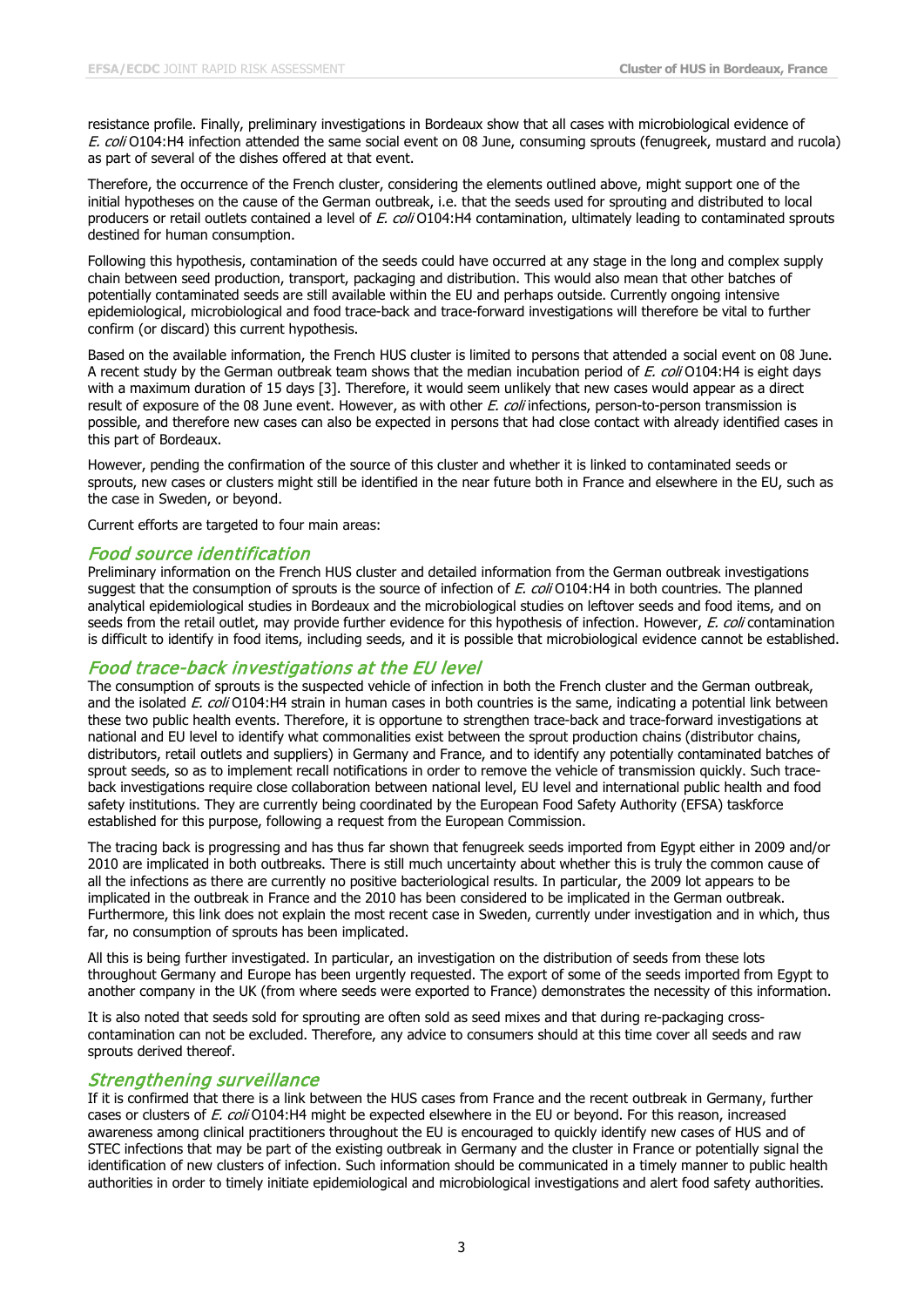resistance profile. Finally, preliminary investigations in Bordeaux show that all cases with microbiological evidence of *E. coli* O104:H4 infection attended the same social event on 08 June, consuming sprouts (fenugreek, mustard and rucola) as part of several of the dishes offered at that event.

Therefore, the occurrence of the French cluster, considering the elements outlined above, might support one of the initial hypotheses on the cause of the German outbreak, i.e. that the seeds used for sprouting and distributed to local producers or retail outlets contained a level of *E. coli* O104:H4 contamination, ultimately leading to contaminated sprouts destined for human consumption.

Following this hypothesis, contamination of the seeds could have occurred at any stage in the long and complex supply chain between seed production, transport, packaging and distribution. This would also mean that other batches of potentially contaminated seeds are still available within the EU and perhaps outside. Currently ongoing intensive epidemiological, microbiological and food trace-back and trace-forward investigations will therefore be vital to further confirm (or discard) this current hypothesis.

Based on the available information, the French HUS cluster is limited to persons that attended a social event on 08 June. A recent study by the German outbreak team shows that the median incubation period of *E. coli* O104:H4 is eight days with a maximum duration of 15 days [3]. Therefore, it would seem unlikely that new cases would appear as a direct result of exposure of the 08 June event. However, as with other *E. coli* infections, person-to-person transmission is possible, and therefore new cases can also be expected in persons that had close contact with already identified cases in this part of Bordeaux.

However, pending the confirmation of the source of this cluster and whether it is linked to contaminated seeds or sprouts, new cases or clusters might still be identified in the near future both in France and elsewhere in the EU, such as the case in Sweden, or beyond.

Current efforts are targeted to four main areas:

### *Food source identification*

Preliminary information on the French HUS cluster and detailed information from the German outbreak investigations suggest that the consumption of sprouts is the source of infection of *E. coli* O104:H4 in both countries. The planned analytical epidemiological studies in Bordeaux and the microbiological studies on leftover seeds and food items, and on seeds from the retail outlet, may provide further evidence for this hypothesis of infection. However, *E. coli* contamination is difficult to identify in food items, including seeds, and it is possible that microbiological evidence cannot be established.

### *Food trace-back investigations at the EU level*

The consumption of sprouts is the suspected vehicle of infection in both the French cluster and the German outbreak, and the isolated *E. coli* O104:H4 strain in human cases in both countries is the same, indicating a potential link between these two public health events. Therefore, it is opportune to strengthen trace-back and trace-forward investigations at national and EU level to identify what commonalities exist between the sprout production chains (distributor chains, distributors, retail outlets and suppliers) in Germany and France, and to identify any potentially contaminated batches of sprout seeds, so as to implement recall notifications in order to remove the vehicle of transmission quickly. Such trace-back investigations require close collaboration between national level, EU level and international public health and food safety institutions. They are currently being coordinated by the European Food Safety Authority (EFSA) taskforce established for this purpose, following a request from the European Commission.

The tracing back is progressing and has thus far shown that fenugreek seeds imported from Egypt either in 2009 and/or 2010 are implicated in both outbreaks. There is still much uncertainty about whether this is truly the common cause of all the infections as there are currently no positive bacteriological results. In particular, the 2009 lot appears to be implicated in the outbreak in France and the 2010 has been considered to be implicated in the German outbreak. Furthermore, this link does not explain the most recent case in Sweden, currently under investigation and in which, thus far, no consumption of sprouts has been implicated.

All this is being further investigated. In particular, an investigation on the distribution of seeds from these lots throughout Germany and Europe has been urgently requested. The export of some of the seeds imported from Egypt to another company in the UK (from where seeds were exported to France) demonstrates the necessity of this information.

It is also noted that seeds sold for sprouting are often sold as seed mixes and that during re-packaging cross-contamination can not be excluded. Therefore, any advice to consumers should at this time cover all seeds and raw sprouts derived thereof.

### *Strengthening surveillance*

If it is confirmed that there is a link between the HUS cases from France and the recent outbreak in Germany, further cases or clusters of *E. coli* O104:H4 might be expected elsewhere in the EU or beyond. For this reason, increased awareness among clinical practitioners throughout the EU is encouraged to quickly identify new cases of HUS and of STEC infections that may be part of the existing outbreak in Germany and the cluster in France or potentially signal the identification of new clusters of infection. Such information should be communicated in a timely manner to public health authorities in order to timely initiate epidemiological and microbiological investigations and alert food safety authorities.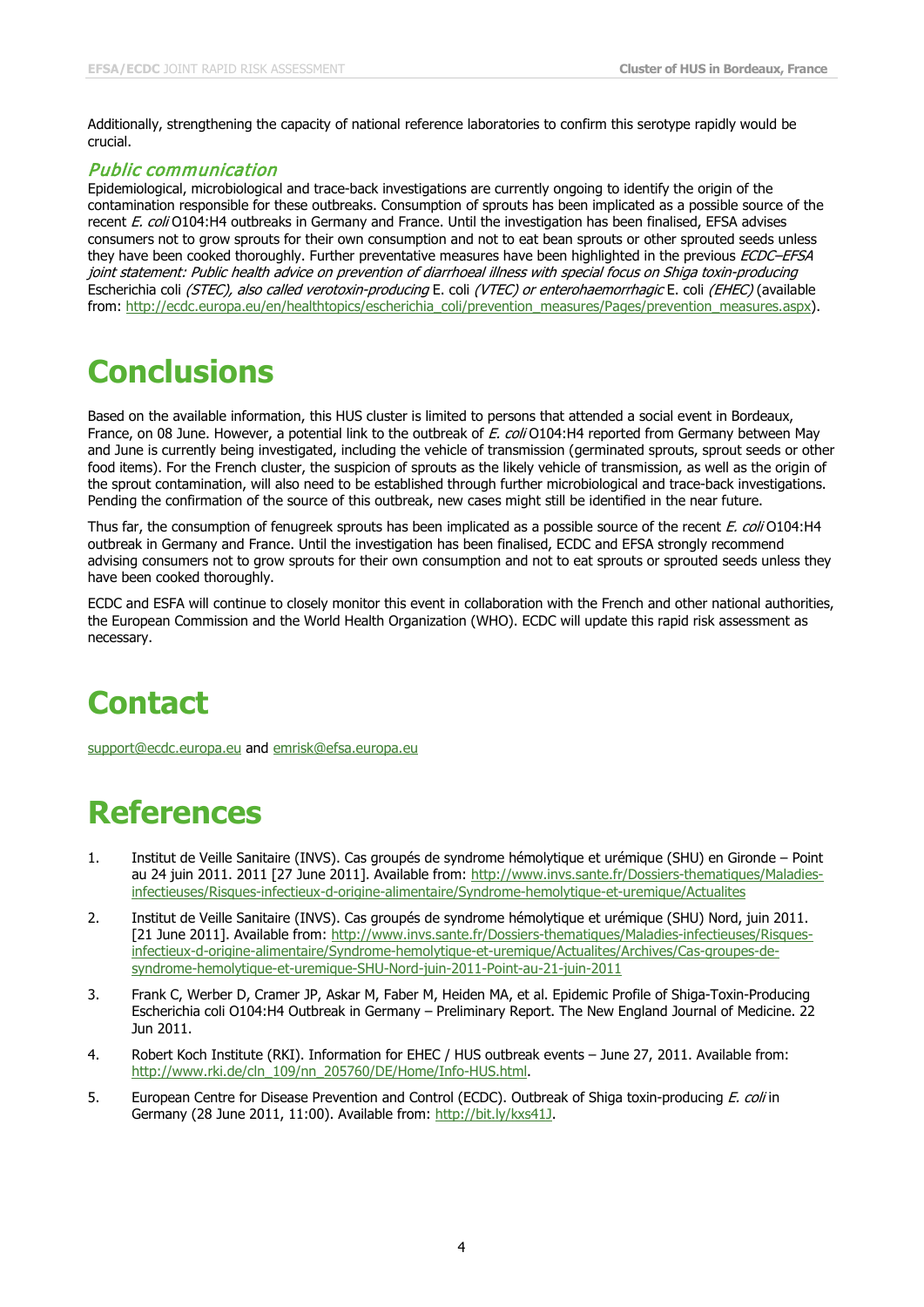Additionally, strengthening the capacity of national reference laboratories to confirm this serotype rapidly would be crucial.

### *Public communication*

Epidemiological, microbiological and trace-back investigations are currently ongoing to identify the origin of the contamination responsible for these outbreaks. Consumption of sprouts has been implicated as a possible source of the recent *E. coli* O104:H4 outbreaks in Germany and France. Until the investigation has been finalised, EFSA advises consumers not to grow sprouts for their own consumption and not to eat bean sprouts or other sprouted seeds unless they have been cooked thoroughly. Further preventative measures have been highlighted in the previous *ECDC–EFSA joint statement: Public health advice on prevention of diarrhoeal illness with special focus on Shiga toxin-producing* Escherichia coli *(STEC), also called verotoxin-producing* E. coli *(VTEC) or enterohaemorrhagic* E. coli *(EHEC)* (available from: http://ecdc.europa.eu/en/healthtopics/escherichia_coli/prevention_measures/Pages/prevention_measures.aspx).

# Conclusions

Based on the available information, this HUS cluster is limited to persons that attended a social event in Bordeaux, France, on 08 June. However, a potential link to the outbreak of *E. coli* O104:H4 reported from Germany between May and June is currently being investigated, including the vehicle of transmission (germinated sprouts, sprout seeds or other food items). For the French cluster, the suspicion of sprouts as the likely vehicle of transmission, as well as the origin of the sprout contamination, will also need to be established through further microbiological and trace-back investigations. Pending the confirmation of the source of this outbreak, new cases might still be identified in the near future.

Thus far, the consumption of fenugreek sprouts has been implicated as a possible source of the recent *E. coli* O104:H4 outbreak in Germany and France. Until the investigation has been finalised, ECDC and EFSA strongly recommend advising consumers not to grow sprouts for their own consumption and not to eat sprouts or sprouted seeds unless they have been cooked thoroughly.

ECDC and ESFA will continue to closely monitor this event in collaboration with the French and other national authorities, the European Commission and the World Health Organization (WHO). ECDC will update this rapid risk assessment as necessary.

# Contact

support@ecdc.europa.eu and emrisk@efsa.europa.eu

# References

1. Institut de Veille Sanitaire (INVS). Cas groupés de syndrome hémolytique et urémique (SHU) en Gironde – Point au 24 juin 2011. 2011 [27 June 2011]. Available from: http://www.invs.sante.fr/Dossiers-thematiques/Maladies-infectieuses/Risques-infectieux-d-origine-alimentaire/Syndrome-hemolytique-et-uremique/Actualites

2. Institut de Veille Sanitaire (INVS). Cas groupés de syndrome hémolytique et urémique (SHU) Nord, juin 2011. [21 June 2011]. Available from: http://www.invs.sante.fr/Dossiers-thematiques/Maladies-infectieuses/Risques-infectieux-d-origine-alimentaire/Syndrome-hemolytique-et-uremique/Actualites/Archives/Cas-groupes-de-syndrome-hemolytique-et-uremique-SHU-Nord-juin-2011-Point-au-21-juin-2011

3. Frank C, Werber D, Cramer JP, Askar M, Faber M, Heiden MA, et al. Epidemic Profile of Shiga-Toxin-Producing Escherichia coli O104:H4 Outbreak in Germany – Preliminary Report. The New England Journal of Medicine. 22 Jun 2011.

4. Robert Koch Institute (RKI). Information for EHEC / HUS outbreak events – June 27, 2011. Available from: http://www.rki.de/cln_109/nn_205760/DE/Home/Info-HUS.html.

5. European Centre for Disease Prevention and Control (ECDC). Outbreak of Shiga toxin-producing *E. coli* in Germany (28 June 2011, 11:00). Available from: http://bit.ly/kxs41J.